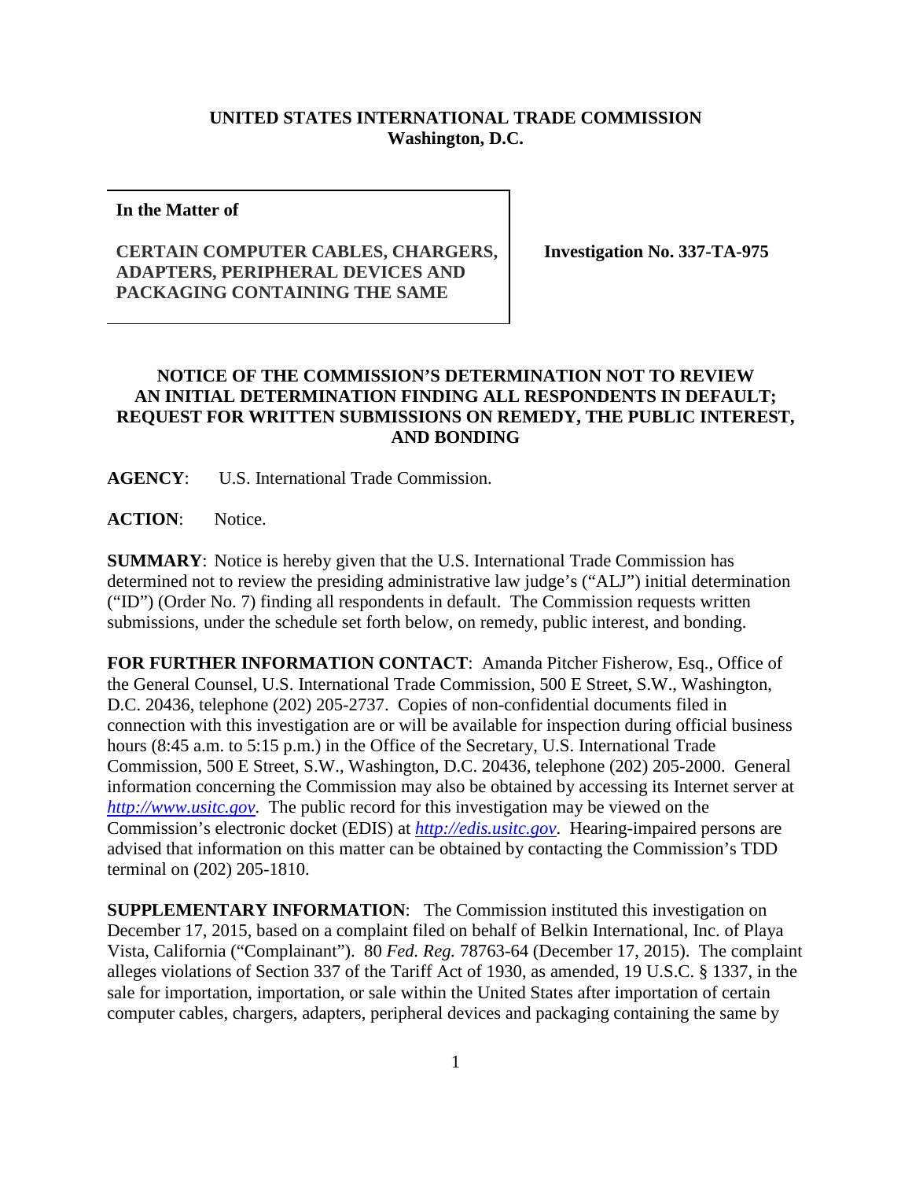**UNITED STATES INTERNATIONAL TRADE COMMISSION**
**Washington, D.C.**

| **In the Matter of** **CERTAIN COMPUTER CABLES, CHARGERS, ADAPTERS, PERIPHERAL DEVICES AND PACKAGING CONTAINING THE SAME** | **Investigation No. 337-TA-975** |
|---|---|

**NOTICE OF THE COMMISSION'S DETERMINATION NOT TO REVIEW AN INITIAL DETERMINATION FINDING ALL RESPONDENTS IN DEFAULT; REQUEST FOR WRITTEN SUBMISSIONS ON REMEDY, THE PUBLIC INTEREST, AND BONDING**

**AGENCY**: U.S. International Trade Commission.

**ACTION**: Notice.

**SUMMARY**: Notice is hereby given that the U.S. International Trade Commission has determined not to review the presiding administrative law judge's ("ALJ") initial determination ("ID") (Order No. 7) finding all respondents in default. The Commission requests written submissions, under the schedule set forth below, on remedy, public interest, and bonding.

**FOR FURTHER INFORMATION CONTACT**: Amanda Pitcher Fisherow, Esq., Office of the General Counsel, U.S. International Trade Commission, 500 E Street, S.W., Washington, D.C. 20436, telephone (202) 205-2737. Copies of non-confidential documents filed in connection with this investigation are or will be available for inspection during official business hours (8:45 a.m. to 5:15 p.m.) in the Office of the Secretary, U.S. International Trade Commission, 500 E Street, S.W., Washington, D.C. 20436, telephone (202) 205-2000. General information concerning the Commission may also be obtained by accessing its Internet server at *http://www.usitc.gov*. The public record for this investigation may be viewed on the Commission's electronic docket (EDIS) at *http://edis.usitc.gov*. Hearing-impaired persons are advised that information on this matter can be obtained by contacting the Commission's TDD terminal on (202) 205-1810.

**SUPPLEMENTARY INFORMATION**: The Commission instituted this investigation on December 17, 2015, based on a complaint filed on behalf of Belkin International, Inc. of Playa Vista, California ("Complainant"). 80 *Fed. Reg.* 78763-64 (December 17, 2015). The complaint alleges violations of Section 337 of the Tariff Act of 1930, as amended, 19 U.S.C. § 1337, in the sale for importation, importation, or sale within the United States after importation of certain computer cables, chargers, adapters, peripheral devices and packaging containing the same by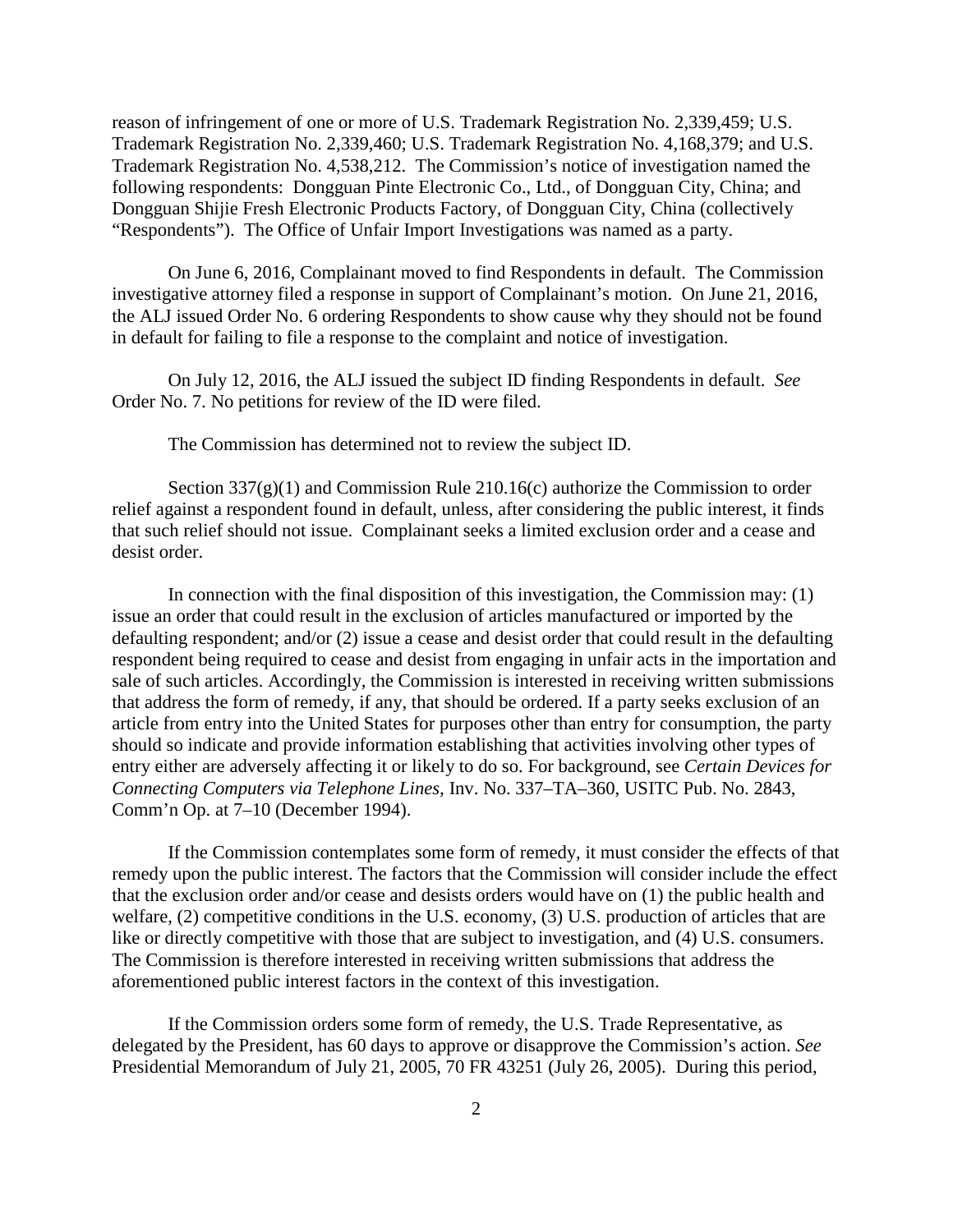reason of infringement of one or more of U.S. Trademark Registration No. 2,339,459; U.S. Trademark Registration No. 2,339,460; U.S. Trademark Registration No. 4,168,379; and U.S. Trademark Registration No. 4,538,212. The Commission's notice of investigation named the following respondents: Dongguan Pinte Electronic Co., Ltd., of Dongguan City, China; and Dongguan Shijie Fresh Electronic Products Factory, of Dongguan City, China (collectively "Respondents"). The Office of Unfair Import Investigations was named as a party.

On June 6, 2016, Complainant moved to find Respondents in default. The Commission investigative attorney filed a response in support of Complainant's motion. On June 21, 2016, the ALJ issued Order No. 6 ordering Respondents to show cause why they should not be found in default for failing to file a response to the complaint and notice of investigation.

On July 12, 2016, the ALJ issued the subject ID finding Respondents in default. *See* Order No. 7. No petitions for review of the ID were filed.

The Commission has determined not to review the subject ID.

Section 337(g)(1) and Commission Rule 210.16(c) authorize the Commission to order relief against a respondent found in default, unless, after considering the public interest, it finds that such relief should not issue. Complainant seeks a limited exclusion order and a cease and desist order.

In connection with the final disposition of this investigation, the Commission may: (1) issue an order that could result in the exclusion of articles manufactured or imported by the defaulting respondent; and/or (2) issue a cease and desist order that could result in the defaulting respondent being required to cease and desist from engaging in unfair acts in the importation and sale of such articles. Accordingly, the Commission is interested in receiving written submissions that address the form of remedy, if any, that should be ordered. If a party seeks exclusion of an article from entry into the United States for purposes other than entry for consumption, the party should so indicate and provide information establishing that activities involving other types of entry either are adversely affecting it or likely to do so. For background, see *Certain Devices for Connecting Computers via Telephone Lines*, Inv. No. 337–TA–360, USITC Pub. No. 2843, Comm'n Op. at 7–10 (December 1994).

If the Commission contemplates some form of remedy, it must consider the effects of that remedy upon the public interest. The factors that the Commission will consider include the effect that the exclusion order and/or cease and desists orders would have on (1) the public health and welfare, (2) competitive conditions in the U.S. economy, (3) U.S. production of articles that are like or directly competitive with those that are subject to investigation, and (4) U.S. consumers. The Commission is therefore interested in receiving written submissions that address the aforementioned public interest factors in the context of this investigation.

If the Commission orders some form of remedy, the U.S. Trade Representative, as delegated by the President, has 60 days to approve or disapprove the Commission's action. *See* Presidential Memorandum of July 21, 2005, 70 FR 43251 (July 26, 2005). During this period,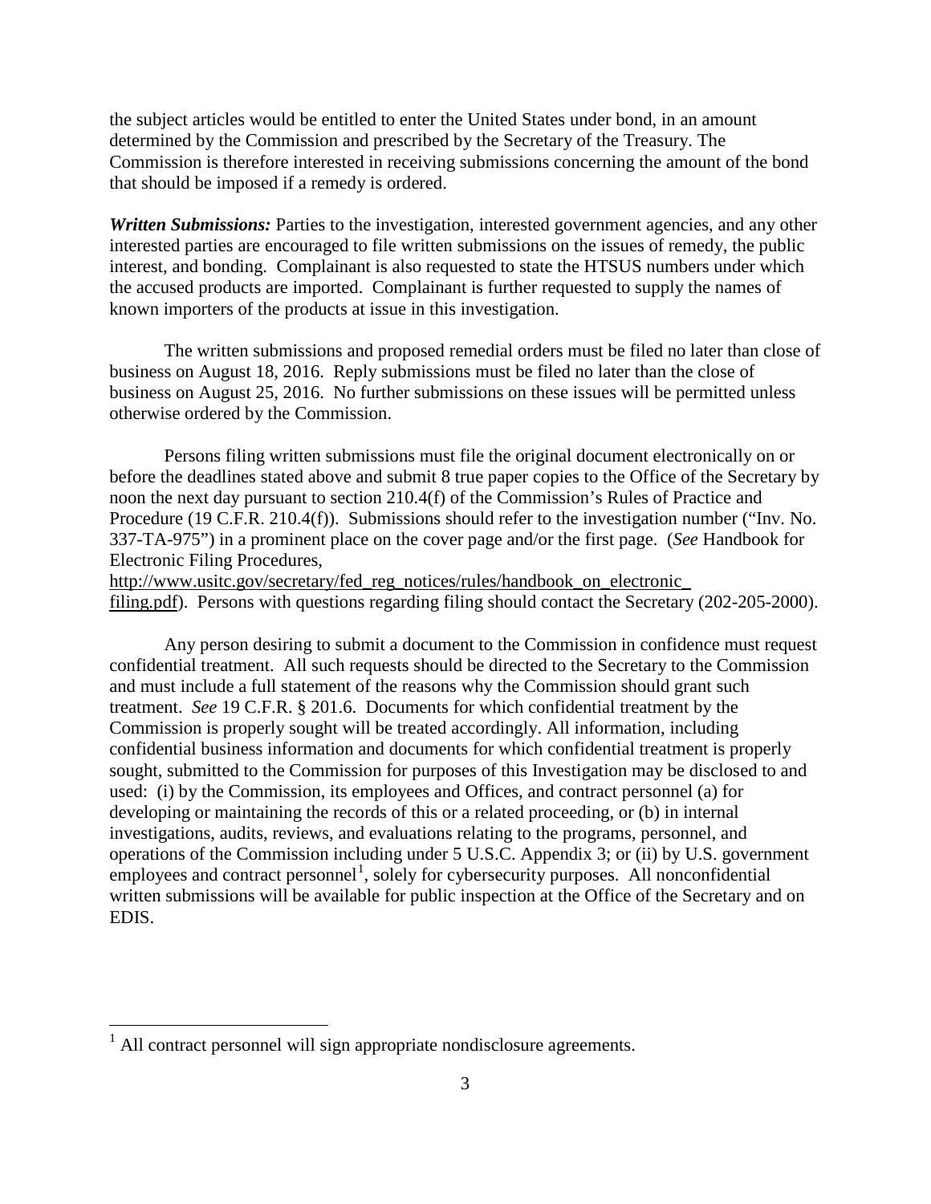the subject articles would be entitled to enter the United States under bond, in an amount determined by the Commission and prescribed by the Secretary of the Treasury. The Commission is therefore interested in receiving submissions concerning the amount of the bond that should be imposed if a remedy is ordered.

***Written Submissions:*** Parties to the investigation, interested government agencies, and any other interested parties are encouraged to file written submissions on the issues of remedy, the public interest, and bonding. Complainant is also requested to state the HTSUS numbers under which the accused products are imported. Complainant is further requested to supply the names of known importers of the products at issue in this investigation.

The written submissions and proposed remedial orders must be filed no later than close of business on August 18, 2016. Reply submissions must be filed no later than the close of business on August 25, 2016. No further submissions on these issues will be permitted unless otherwise ordered by the Commission.

Persons filing written submissions must file the original document electronically on or before the deadlines stated above and submit 8 true paper copies to the Office of the Secretary by noon the next day pursuant to section 210.4(f) of the Commission's Rules of Practice and Procedure (19 C.F.R. 210.4(f)). Submissions should refer to the investigation number ("Inv. No. 337-TA-975") in a prominent place on the cover page and/or the first page. (*See* Handbook for Electronic Filing Procedures, http://www.usitc.gov/secretary/fed_reg_notices/rules/handbook_on_electronic_filing.pdf). Persons with questions regarding filing should contact the Secretary (202-205-2000).

Any person desiring to submit a document to the Commission in confidence must request confidential treatment. All such requests should be directed to the Secretary to the Commission and must include a full statement of the reasons why the Commission should grant such treatment. *See* 19 C.F.R. § 201.6. Documents for which confidential treatment by the Commission is properly sought will be treated accordingly. All information, including confidential business information and documents for which confidential treatment is properly sought, submitted to the Commission for purposes of this Investigation may be disclosed to and used: (i) by the Commission, its employees and Offices, and contract personnel (a) for developing or maintaining the records of this or a related proceeding, or (b) in internal investigations, audits, reviews, and evaluations relating to the programs, personnel, and operations of the Commission including under 5 U.S.C. Appendix 3; or (ii) by U.S. government employees and contract personnel[1], solely for cybersecurity purposes. All nonconfidential written submissions will be available for public inspection at the Office of the Secretary and on EDIS.

[1] All contract personnel will sign appropriate nondisclosure agreements.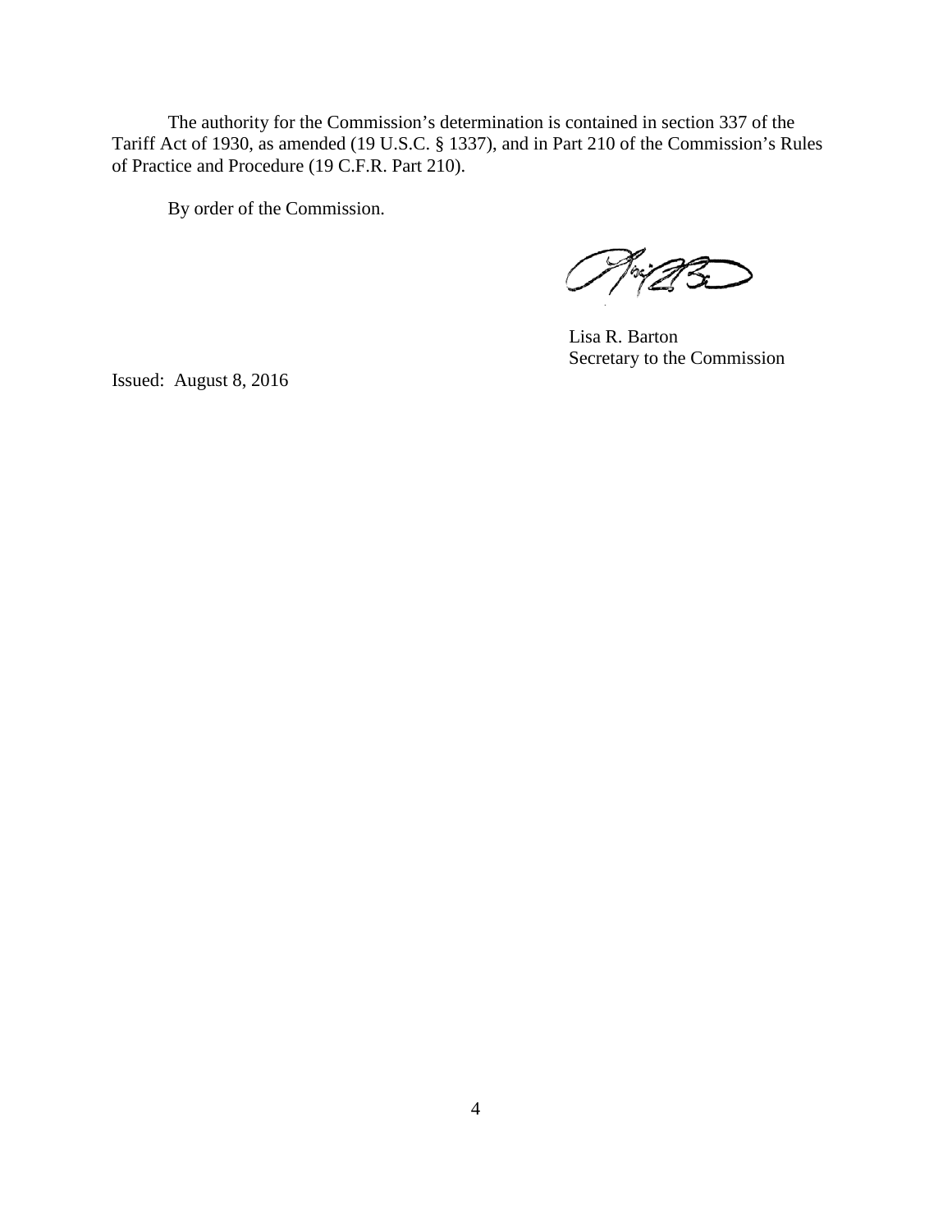The authority for the Commission's determination is contained in section 337 of the Tariff Act of 1930, as amended (19 U.S.C. § 1337), and in Part 210 of the Commission's Rules of Practice and Procedure (19 C.F.R. Part 210).

By order of the Commission.

Lisa R. Barton
Secretary to the Commission

Issued: August 8, 2016